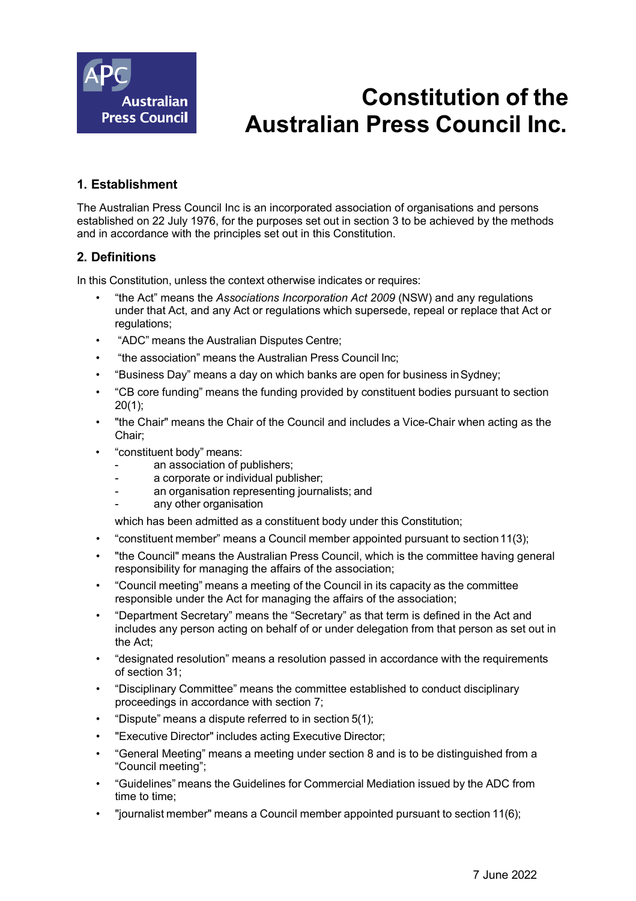# Constitution of the Australian Press Council Inc.

## 1. Establishment

The Australian Press Council Inc is an incorporated association of organisations and persons established on 22 July 1976, for the purposes set out in section 3 to be achieved by the methods and in accordance with the principles set out in this Constitution.

## 2. Definitions

In this Constitution, unless the context otherwise indicates or requires:

- "the Act" means the *Associations Incorporation Act 2009* (NSW) and any regulations under that Act, and any Act or regulations which supersede, repeal or replace that Act or regulations;
- "ADC" means the Australian Disputes Centre;
- "the association" means the Australian Press Council Inc;
- "Business Day" means a day on which banks are open for business in Sydney;
- "CB core funding" means the funding provided by constituent bodies pursuant to section 20(1);
- "the Chair" means the Chair of the Council and includes a Vice-Chair when acting as the Chair;
- "constituent body" means:
  - an association of publishers;
  - a corporate or individual publisher;
  - an organisation representing journalists; and
  - any other organisation

  which has been admitted as a constituent body under this Constitution;
- "constituent member" means a Council member appointed pursuant to section 11(3);
- "the Council" means the Australian Press Council, which is the committee having general responsibility for managing the affairs of the association;
- "Council meeting" means a meeting of the Council in its capacity as the committee responsible under the Act for managing the affairs of the association;
- "Department Secretary" means the "Secretary" as that term is defined in the Act and includes any person acting on behalf of or under delegation from that person as set out in the Act;
- "designated resolution" means a resolution passed in accordance with the requirements of section 31;
- "Disciplinary Committee" means the committee established to conduct disciplinary proceedings in accordance with section 7;
- "Dispute" means a dispute referred to in section 5(1);
- "Executive Director" includes acting Executive Director;
- "General Meeting" means a meeting under section 8 and is to be distinguished from a "Council meeting";
- "Guidelines" means the Guidelines for Commercial Mediation issued by the ADC from time to time;
- "journalist member" means a Council member appointed pursuant to section 11(6);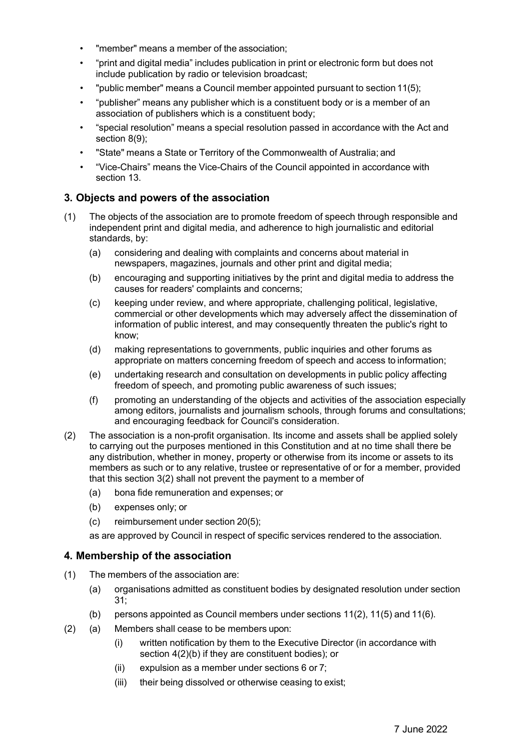- "member" means a member of the association;
- "print and digital media" includes publication in print or electronic form but does not include publication by radio or television broadcast;
- "public member" means a Council member appointed pursuant to section 11(5);
- "publisher" means any publisher which is a constituent body or is a member of an association of publishers which is a constituent body;
- "special resolution" means a special resolution passed in accordance with the Act and section 8(9);
- "State" means a State or Territory of the Commonwealth of Australia; and
- "Vice-Chairs" means the Vice-Chairs of the Council appointed in accordance with section 13.

## 3. Objects and powers of the association

(1) The objects of the association are to promote freedom of speech through responsible and independent print and digital media, and adherence to high journalistic and editorial standards, by:

 (a) considering and dealing with complaints and concerns about material in newspapers, magazines, journals and other print and digital media;

 (b) encouraging and supporting initiatives by the print and digital media to address the causes for readers' complaints and concerns;

 (c) keeping under review, and where appropriate, challenging political, legislative, commercial or other developments which may adversely affect the dissemination of information of public interest, and may consequently threaten the public's right to know;

 (d) making representations to governments, public inquiries and other forums as appropriate on matters concerning freedom of speech and access to information;

 (e) undertaking research and consultation on developments in public policy affecting freedom of speech, and promoting public awareness of such issues;

 (f) promoting an understanding of the objects and activities of the association especially among editors, journalists and journalism schools, through forums and consultations; and encouraging feedback for Council's consideration.

(2) The association is a non-profit organisation. Its income and assets shall be applied solely to carrying out the purposes mentioned in this Constitution and at no time shall there be any distribution, whether in money, property or otherwise from its income or assets to its members as such or to any relative, trustee or representative of or for a member, provided that this section 3(2) shall not prevent the payment to a member of

 (a) bona fide remuneration and expenses; or

 (b) expenses only; or

 (c) reimbursement under section 20(5);

 as are approved by Council in respect of specific services rendered to the association.

## 4. Membership of the association

(1) The members of the association are:

 (a) organisations admitted as constituent bodies by designated resolution under section 31;

 (b) persons appointed as Council members under sections 11(2), 11(5) and 11(6).

(2) (a) Members shall cease to be members upon:

 (i) written notification by them to the Executive Director (in accordance with section 4(2)(b) if they are constituent bodies); or

 (ii) expulsion as a member under sections 6 or 7;

 (iii) their being dissolved or otherwise ceasing to exist;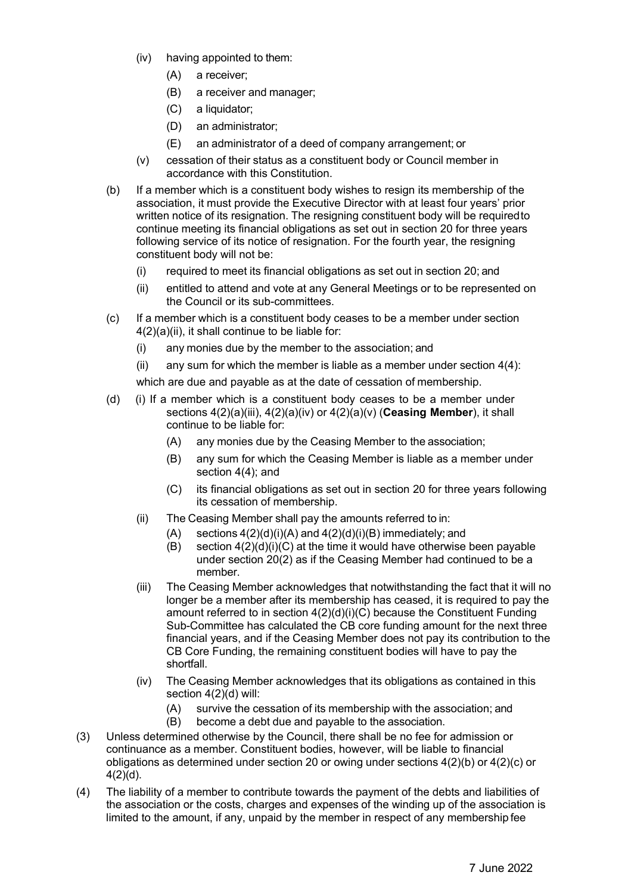- (iv) having appointed to them:
  - (A) a receiver;
  - (B) a receiver and manager;
  - (C) a liquidator;
  - (D) an administrator;
  - (E) an administrator of a deed of company arrangement; or
- (v) cessation of their status as a constituent body or Council member in accordance with this Constitution.

(b) If a member which is a constituent body wishes to resign its membership of the association, it must provide the Executive Director with at least four years' prior written notice of its resignation. The resigning constituent body will be required to continue meeting its financial obligations as set out in section 20 for three years following service of its notice of resignation. For the fourth year, the resigning constituent body will not be:

- (i) required to meet its financial obligations as set out in section 20; and
- (ii) entitled to attend and vote at any General Meetings or to be represented on the Council or its sub-committees.

(c) If a member which is a constituent body ceases to be a member under section 4(2)(a)(ii), it shall continue to be liable for:

- (i) any monies due by the member to the association; and
- (ii) any sum for which the member is liable as a member under section 4(4):

which are due and payable as at the date of cessation of membership.

(d) (i) If a member which is a constituent body ceases to be a member under sections 4(2)(a)(iii), 4(2)(a)(iv) or 4(2)(a)(v) (**Ceasing Member**), it shall continue to be liable for:

- (A) any monies due by the Ceasing Member to the association;
- (B) any sum for which the Ceasing Member is liable as a member under section 4(4); and
- (C) its financial obligations as set out in section 20 for three years following its cessation of membership.

(ii) The Ceasing Member shall pay the amounts referred to in:

- (A) sections 4(2)(d)(i)(A) and 4(2)(d)(i)(B) immediately; and
- (B) section 4(2)(d)(i)(C) at the time it would have otherwise been payable under section 20(2) as if the Ceasing Member had continued to be a member.

(iii) The Ceasing Member acknowledges that notwithstanding the fact that it will no longer be a member after its membership has ceased, it is required to pay the amount referred to in section 4(2)(d)(i)(C) because the Constituent Funding Sub-Committee has calculated the CB core funding amount for the next three financial years, and if the Ceasing Member does not pay its contribution to the CB Core Funding, the remaining constituent bodies will have to pay the shortfall.

(iv) The Ceasing Member acknowledges that its obligations as contained in this section 4(2)(d) will:

- (A) survive the cessation of its membership with the association; and
- (B) become a debt due and payable to the association.

(3) Unless determined otherwise by the Council, there shall be no fee for admission or continuance as a member. Constituent bodies, however, will be liable to financial obligations as determined under section 20 or owing under sections 4(2)(b) or 4(2)(c) or 4(2)(d).

(4) The liability of a member to contribute towards the payment of the debts and liabilities of the association or the costs, charges and expenses of the winding up of the association is limited to the amount, if any, unpaid by the member in respect of any membership fee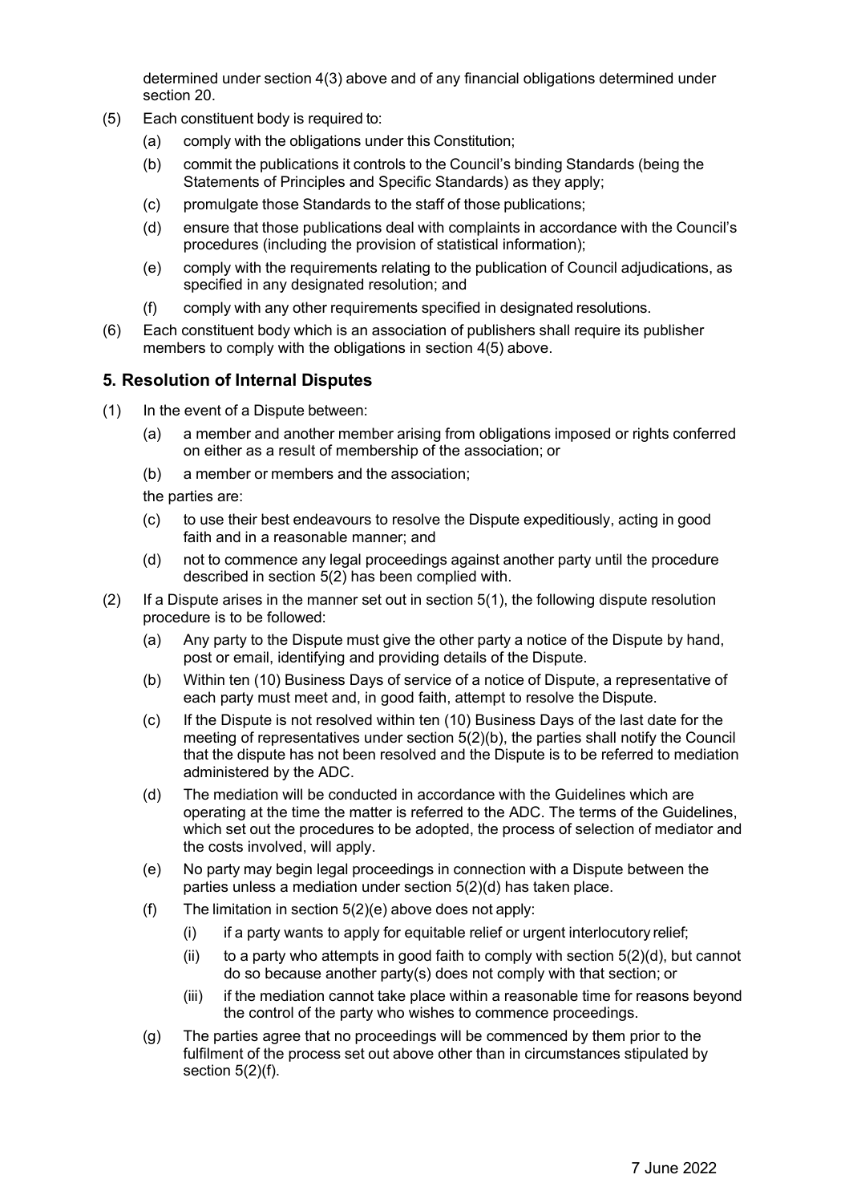determined under section 4(3) above and of any financial obligations determined under section 20.

(5) Each constituent body is required to:

  (a) comply with the obligations under this Constitution;

  (b) commit the publications it controls to the Council's binding Standards (being the Statements of Principles and Specific Standards) as they apply;

  (c) promulgate those Standards to the staff of those publications;

  (d) ensure that those publications deal with complaints in accordance with the Council's procedures (including the provision of statistical information);

  (e) comply with the requirements relating to the publication of Council adjudications, as specified in any designated resolution; and

  (f) comply with any other requirements specified in designated resolutions.

(6) Each constituent body which is an association of publishers shall require its publisher members to comply with the obligations in section 4(5) above.

## 5. Resolution of Internal Disputes

(1) In the event of a Dispute between:

  (a) a member and another member arising from obligations imposed or rights conferred on either as a result of membership of the association; or

  (b) a member or members and the association;

  the parties are:

  (c) to use their best endeavours to resolve the Dispute expeditiously, acting in good faith and in a reasonable manner; and

  (d) not to commence any legal proceedings against another party until the procedure described in section 5(2) has been complied with.

(2) If a Dispute arises in the manner set out in section 5(1), the following dispute resolution procedure is to be followed:

  (a) Any party to the Dispute must give the other party a notice of the Dispute by hand, post or email, identifying and providing details of the Dispute.

  (b) Within ten (10) Business Days of service of a notice of Dispute, a representative of each party must meet and, in good faith, attempt to resolve the Dispute.

  (c) If the Dispute is not resolved within ten (10) Business Days of the last date for the meeting of representatives under section 5(2)(b), the parties shall notify the Council that the dispute has not been resolved and the Dispute is to be referred to mediation administered by the ADC.

  (d) The mediation will be conducted in accordance with the Guidelines which are operating at the time the matter is referred to the ADC. The terms of the Guidelines, which set out the procedures to be adopted, the process of selection of mediator and the costs involved, will apply.

  (e) No party may begin legal proceedings in connection with a Dispute between the parties unless a mediation under section 5(2)(d) has taken place.

  (f) The limitation in section 5(2)(e) above does not apply:

    (i) if a party wants to apply for equitable relief or urgent interlocutory relief;

    (ii) to a party who attempts in good faith to comply with section 5(2)(d), but cannot do so because another party(s) does not comply with that section; or

    (iii) if the mediation cannot take place within a reasonable time for reasons beyond the control of the party who wishes to commence proceedings.

  (g) The parties agree that no proceedings will be commenced by them prior to the fulfilment of the process set out above other than in circumstances stipulated by section 5(2)(f).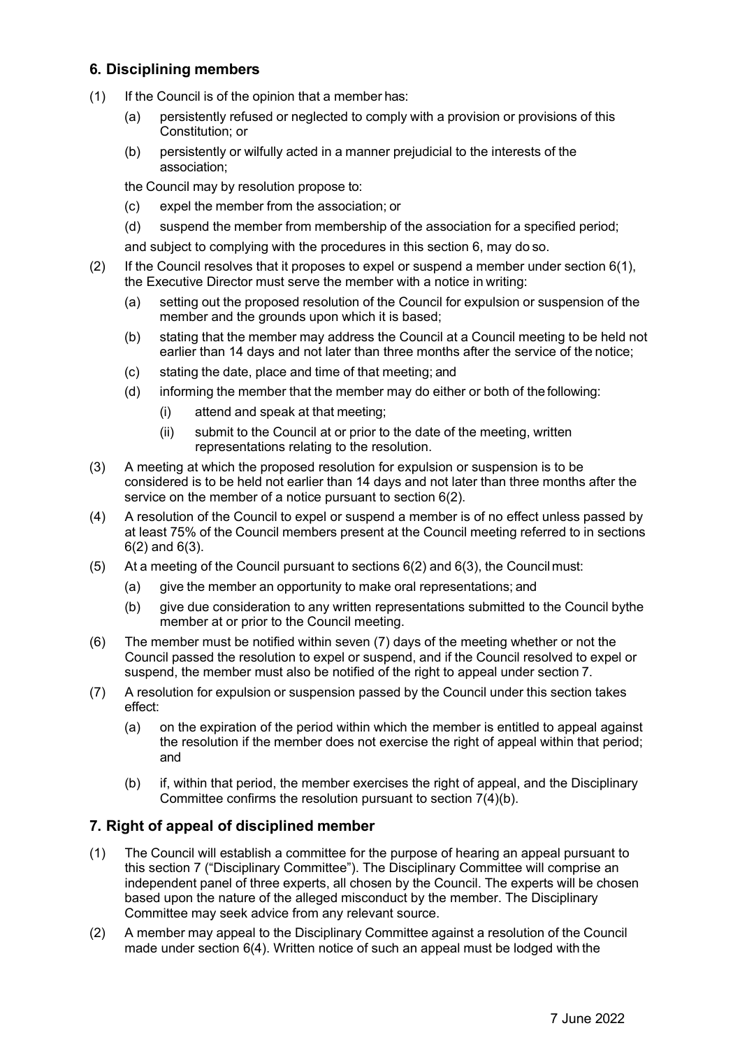## 6. Disciplining members

(1) If the Council is of the opinion that a member has:

  (a) persistently refused or neglected to comply with a provision or provisions of this Constitution; or

  (b) persistently or wilfully acted in a manner prejudicial to the interests of the association;

  the Council may by resolution propose to:

  (c) expel the member from the association; or

  (d) suspend the member from membership of the association for a specified period;

  and subject to complying with the procedures in this section 6, may do so.

(2) If the Council resolves that it proposes to expel or suspend a member under section 6(1), the Executive Director must serve the member with a notice in writing:

  (a) setting out the proposed resolution of the Council for expulsion or suspension of the member and the grounds upon which it is based;

  (b) stating that the member may address the Council at a Council meeting to be held not earlier than 14 days and not later than three months after the service of the notice;

  (c) stating the date, place and time of that meeting; and

  (d) informing the member that the member may do either or both of the following:

    (i) attend and speak at that meeting;

    (ii) submit to the Council at or prior to the date of the meeting, written representations relating to the resolution.

(3) A meeting at which the proposed resolution for expulsion or suspension is to be considered is to be held not earlier than 14 days and not later than three months after the service on the member of a notice pursuant to section 6(2).

(4) A resolution of the Council to expel or suspend a member is of no effect unless passed by at least 75% of the Council members present at the Council meeting referred to in sections 6(2) and 6(3).

(5) At a meeting of the Council pursuant to sections 6(2) and 6(3), the Council must:

  (a) give the member an opportunity to make oral representations; and

  (b) give due consideration to any written representations submitted to the Council bythe member at or prior to the Council meeting.

(6) The member must be notified within seven (7) days of the meeting whether or not the Council passed the resolution to expel or suspend, and if the Council resolved to expel or suspend, the member must also be notified of the right to appeal under section 7.

(7) A resolution for expulsion or suspension passed by the Council under this section takes effect:

  (a) on the expiration of the period within which the member is entitled to appeal against the resolution if the member does not exercise the right of appeal within that period; and

  (b) if, within that period, the member exercises the right of appeal, and the Disciplinary Committee confirms the resolution pursuant to section 7(4)(b).

## 7. Right of appeal of disciplined member

(1) The Council will establish a committee for the purpose of hearing an appeal pursuant to this section 7 ("Disciplinary Committee"). The Disciplinary Committee will comprise an independent panel of three experts, all chosen by the Council. The experts will be chosen based upon the nature of the alleged misconduct by the member. The Disciplinary Committee may seek advice from any relevant source.

(2) A member may appeal to the Disciplinary Committee against a resolution of the Council made under section 6(4). Written notice of such an appeal must be lodged with the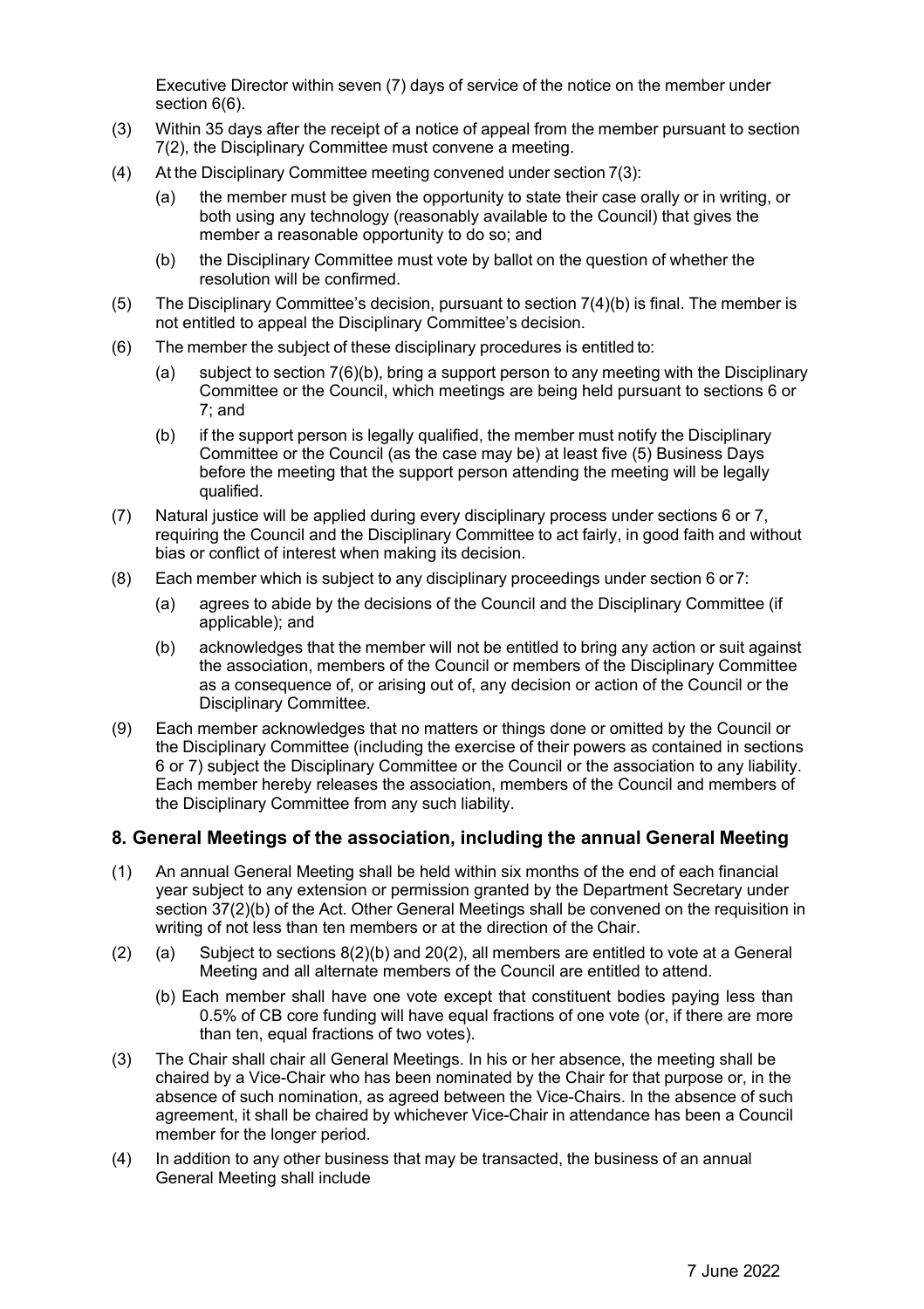Executive Director within seven (7) days of service of the notice on the member under section 6(6).

(3) Within 35 days after the receipt of a notice of appeal from the member pursuant to section 7(2), the Disciplinary Committee must convene a meeting.

(4) At the Disciplinary Committee meeting convened under section 7(3):

  (a) the member must be given the opportunity to state their case orally or in writing, or both using any technology (reasonably available to the Council) that gives the member a reasonable opportunity to do so; and

  (b) the Disciplinary Committee must vote by ballot on the question of whether the resolution will be confirmed.

(5) The Disciplinary Committee's decision, pursuant to section 7(4)(b) is final. The member is not entitled to appeal the Disciplinary Committee's decision.

(6) The member the subject of these disciplinary procedures is entitled to:

  (a) subject to section 7(6)(b), bring a support person to any meeting with the Disciplinary Committee or the Council, which meetings are being held pursuant to sections 6 or 7; and

  (b) if the support person is legally qualified, the member must notify the Disciplinary Committee or the Council (as the case may be) at least five (5) Business Days before the meeting that the support person attending the meeting will be legally qualified.

(7) Natural justice will be applied during every disciplinary process under sections 6 or 7, requiring the Council and the Disciplinary Committee to act fairly, in good faith and without bias or conflict of interest when making its decision.

(8) Each member which is subject to any disciplinary proceedings under section 6 or 7:

  (a) agrees to abide by the decisions of the Council and the Disciplinary Committee (if applicable); and

  (b) acknowledges that the member will not be entitled to bring any action or suit against the association, members of the Council or members of the Disciplinary Committee as a consequence of, or arising out of, any decision or action of the Council or the Disciplinary Committee.

(9) Each member acknowledges that no matters or things done or omitted by the Council or the Disciplinary Committee (including the exercise of their powers as contained in sections 6 or 7) subject the Disciplinary Committee or the Council or the association to any liability. Each member hereby releases the association, members of the Council and members of the Disciplinary Committee from any such liability.

### 8. General Meetings of the association, including the annual General Meeting

(1) An annual General Meeting shall be held within six months of the end of each financial year subject to any extension or permission granted by the Department Secretary under section 37(2)(b) of the Act. Other General Meetings shall be convened on the requisition in writing of not less than ten members or at the direction of the Chair.

(2) (a) Subject to sections 8(2)(b) and 20(2), all members are entitled to vote at a General Meeting and all alternate members of the Council are entitled to attend.

  (b) Each member shall have one vote except that constituent bodies paying less than 0.5% of CB core funding will have equal fractions of one vote (or, if there are more than ten, equal fractions of two votes).

(3) The Chair shall chair all General Meetings. In his or her absence, the meeting shall be chaired by a Vice-Chair who has been nominated by the Chair for that purpose or, in the absence of such nomination, as agreed between the Vice-Chairs. In the absence of such agreement, it shall be chaired by whichever Vice-Chair in attendance has been a Council member for the longer period.

(4) In addition to any other business that may be transacted, the business of an annual General Meeting shall include

7 June 2022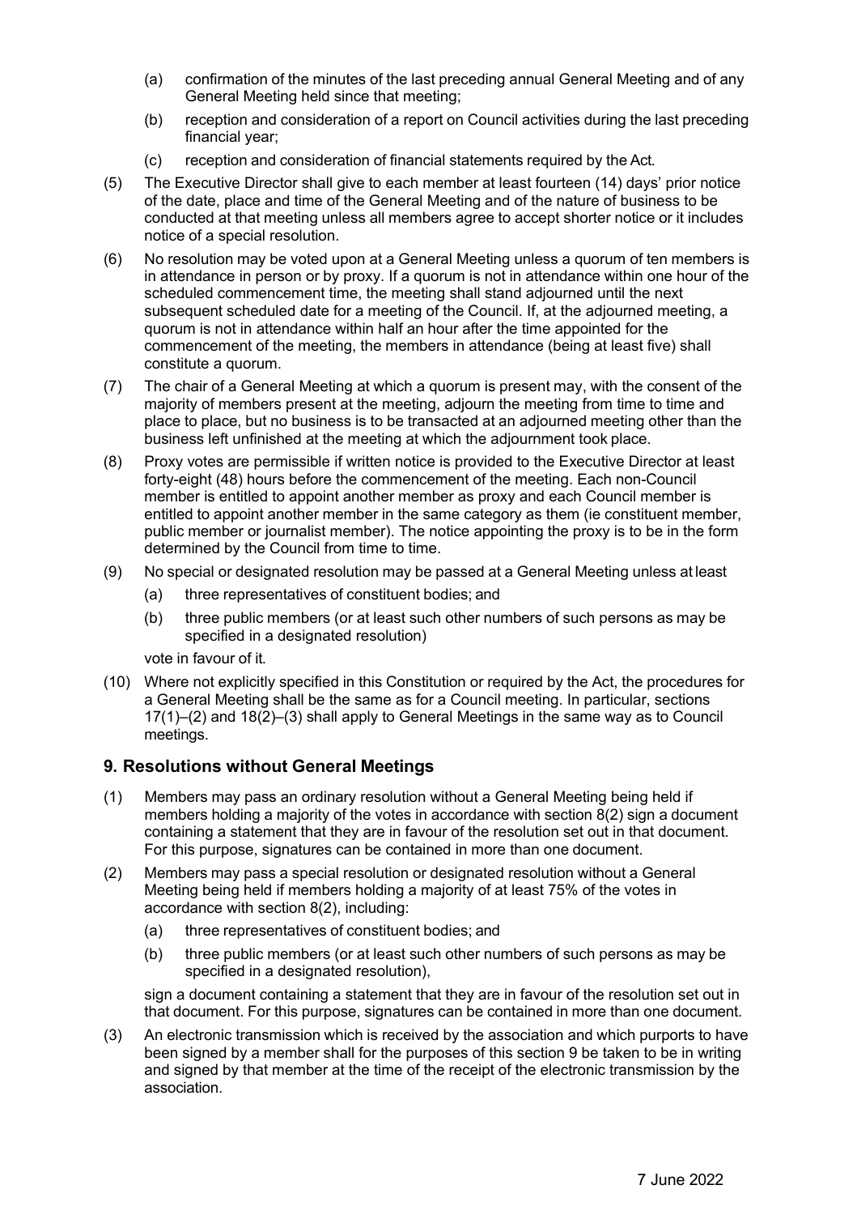(a) confirmation of the minutes of the last preceding annual General Meeting and of any General Meeting held since that meeting;

(b) reception and consideration of a report on Council activities during the last preceding financial year;

(c) reception and consideration of financial statements required by the Act.

(5) The Executive Director shall give to each member at least fourteen (14) days' prior notice of the date, place and time of the General Meeting and of the nature of business to be conducted at that meeting unless all members agree to accept shorter notice or it includes notice of a special resolution.

(6) No resolution may be voted upon at a General Meeting unless a quorum of ten members is in attendance in person or by proxy. If a quorum is not in attendance within one hour of the scheduled commencement time, the meeting shall stand adjourned until the next subsequent scheduled date for a meeting of the Council. If, at the adjourned meeting, a quorum is not in attendance within half an hour after the time appointed for the commencement of the meeting, the members in attendance (being at least five) shall constitute a quorum.

(7) The chair of a General Meeting at which a quorum is present may, with the consent of the majority of members present at the meeting, adjourn the meeting from time to time and place to place, but no business is to be transacted at an adjourned meeting other than the business left unfinished at the meeting at which the adjournment took place.

(8) Proxy votes are permissible if written notice is provided to the Executive Director at least forty-eight (48) hours before the commencement of the meeting. Each non-Council member is entitled to appoint another member as proxy and each Council member is entitled to appoint another member in the same category as them (ie constituent member, public member or journalist member). The notice appointing the proxy is to be in the form determined by the Council from time to time.

(9) No special or designated resolution may be passed at a General Meeting unless at least

(a) three representatives of constituent bodies; and

(b) three public members (or at least such other numbers of such persons as may be specified in a designated resolution)

vote in favour of it.

(10) Where not explicitly specified in this Constitution or required by the Act, the procedures for a General Meeting shall be the same as for a Council meeting. In particular, sections 17(1)–(2) and 18(2)–(3) shall apply to General Meetings in the same way as to Council meetings.

## 9. Resolutions without General Meetings

(1) Members may pass an ordinary resolution without a General Meeting being held if members holding a majority of the votes in accordance with section 8(2) sign a document containing a statement that they are in favour of the resolution set out in that document. For this purpose, signatures can be contained in more than one document.

(2) Members may pass a special resolution or designated resolution without a General Meeting being held if members holding a majority of at least 75% of the votes in accordance with section 8(2), including:

(a) three representatives of constituent bodies; and

(b) three public members (or at least such other numbers of such persons as may be specified in a designated resolution),

sign a document containing a statement that they are in favour of the resolution set out in that document. For this purpose, signatures can be contained in more than one document.

(3) An electronic transmission which is received by the association and which purports to have been signed by a member shall for the purposes of this section 9 be taken to be in writing and signed by that member at the time of the receipt of the electronic transmission by the association.

7 June 2022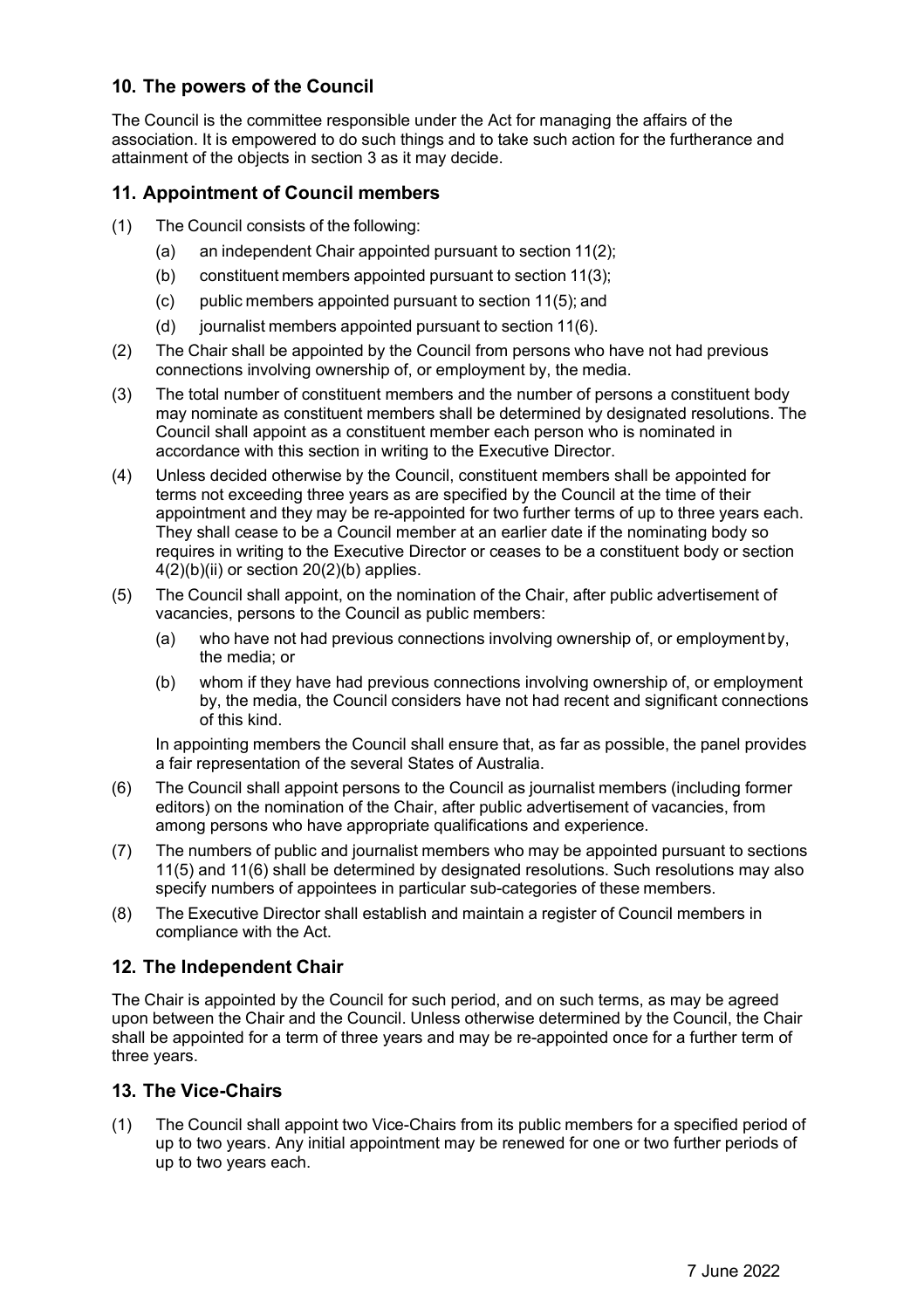## 10. The powers of the Council

The Council is the committee responsible under the Act for managing the affairs of the association. It is empowered to do such things and to take such action for the furtherance and attainment of the objects in section 3 as it may decide.

## 11. Appointment of Council members

(1) The Council consists of the following:

  (a) an independent Chair appointed pursuant to section 11(2);

  (b) constituent members appointed pursuant to section 11(3);

  (c) public members appointed pursuant to section 11(5); and

  (d) journalist members appointed pursuant to section 11(6).

(2) The Chair shall be appointed by the Council from persons who have not had previous connections involving ownership of, or employment by, the media.

(3) The total number of constituent members and the number of persons a constituent body may nominate as constituent members shall be determined by designated resolutions. The Council shall appoint as a constituent member each person who is nominated in accordance with this section in writing to the Executive Director.

(4) Unless decided otherwise by the Council, constituent members shall be appointed for terms not exceeding three years as are specified by the Council at the time of their appointment and they may be re-appointed for two further terms of up to three years each. They shall cease to be a Council member at an earlier date if the nominating body so requires in writing to the Executive Director or ceases to be a constituent body or section 4(2)(b)(ii) or section 20(2)(b) applies.

(5) The Council shall appoint, on the nomination of the Chair, after public advertisement of vacancies, persons to the Council as public members:

  (a) who have not had previous connections involving ownership of, or employment by, the media; or

  (b) whom if they have had previous connections involving ownership of, or employment by, the media, the Council considers have not had recent and significant connections of this kind.

  In appointing members the Council shall ensure that, as far as possible, the panel provides a fair representation of the several States of Australia.

(6) The Council shall appoint persons to the Council as journalist members (including former editors) on the nomination of the Chair, after public advertisement of vacancies, from among persons who have appropriate qualifications and experience.

(7) The numbers of public and journalist members who may be appointed pursuant to sections 11(5) and 11(6) shall be determined by designated resolutions. Such resolutions may also specify numbers of appointees in particular sub-categories of these members.

(8) The Executive Director shall establish and maintain a register of Council members in compliance with the Act.

## 12. The Independent Chair

The Chair is appointed by the Council for such period, and on such terms, as may be agreed upon between the Chair and the Council. Unless otherwise determined by the Council, the Chair shall be appointed for a term of three years and may be re-appointed once for a further term of three years.

## 13. The Vice-Chairs

(1) The Council shall appoint two Vice-Chairs from its public members for a specified period of up to two years. Any initial appointment may be renewed for one or two further periods of up to two years each.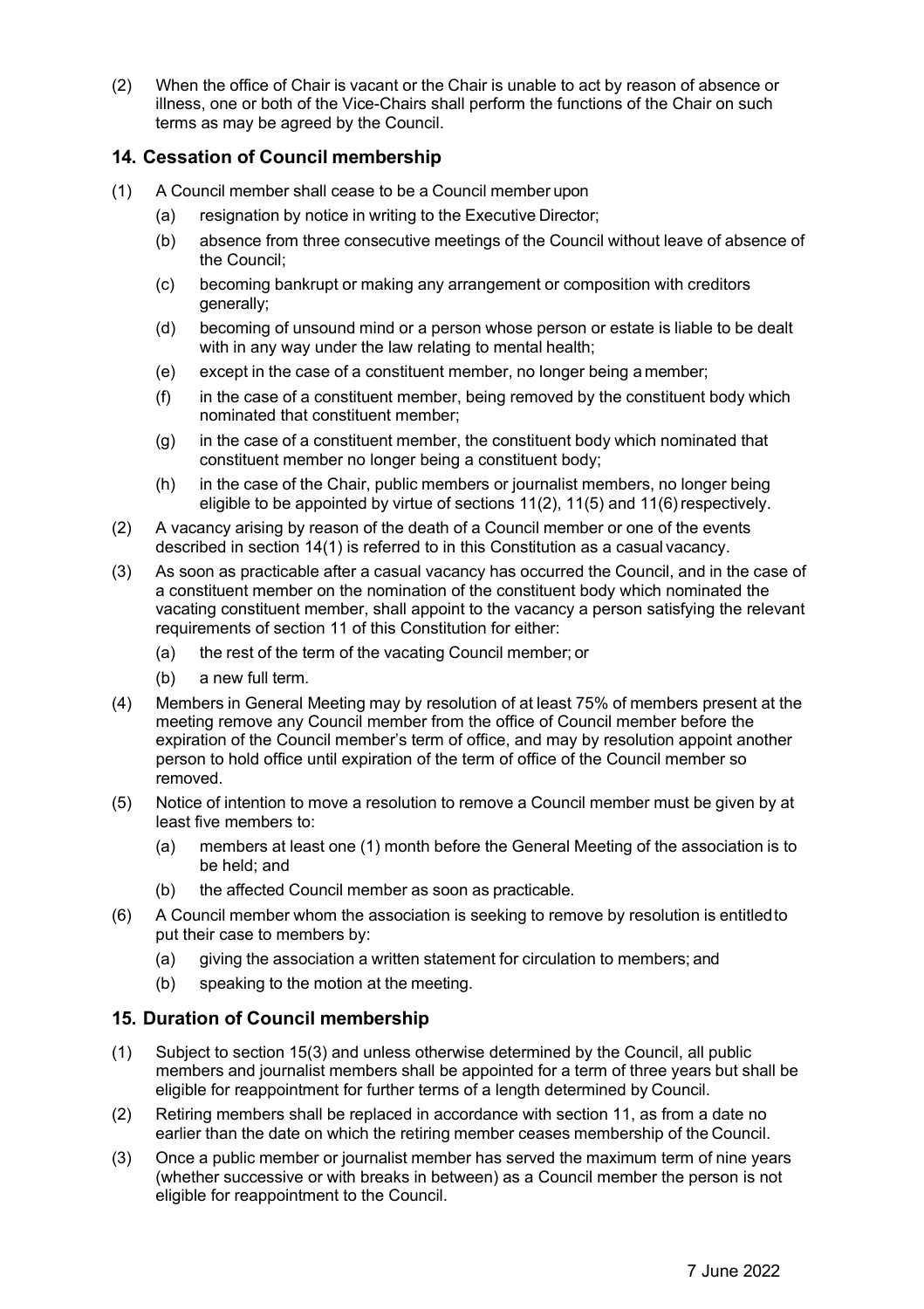(2) When the office of Chair is vacant or the Chair is unable to act by reason of absence or illness, one or both of the Vice-Chairs shall perform the functions of the Chair on such terms as may be agreed by the Council.

## 14. Cessation of Council membership

(1) A Council member shall cease to be a Council member upon

  (a) resignation by notice in writing to the Executive Director;

  (b) absence from three consecutive meetings of the Council without leave of absence of the Council;

  (c) becoming bankrupt or making any arrangement or composition with creditors generally;

  (d) becoming of unsound mind or a person whose person or estate is liable to be dealt with in any way under the law relating to mental health;

  (e) except in the case of a constituent member, no longer being a member;

  (f) in the case of a constituent member, being removed by the constituent body which nominated that constituent member;

  (g) in the case of a constituent member, the constituent body which nominated that constituent member no longer being a constituent body;

  (h) in the case of the Chair, public members or journalist members, no longer being eligible to be appointed by virtue of sections 11(2), 11(5) and 11(6) respectively.

(2) A vacancy arising by reason of the death of a Council member or one of the events described in section 14(1) is referred to in this Constitution as a casual vacancy.

(3) As soon as practicable after a casual vacancy has occurred the Council, and in the case of a constituent member on the nomination of the constituent body which nominated the vacating constituent member, shall appoint to the vacancy a person satisfying the relevant requirements of section 11 of this Constitution for either:

  (a) the rest of the term of the vacating Council member; or

  (b) a new full term.

(4) Members in General Meeting may by resolution of at least 75% of members present at the meeting remove any Council member from the office of Council member before the expiration of the Council member's term of office, and may by resolution appoint another person to hold office until expiration of the term of office of the Council member so removed.

(5) Notice of intention to move a resolution to remove a Council member must be given by at least five members to:

  (a) members at least one (1) month before the General Meeting of the association is to be held; and

  (b) the affected Council member as soon as practicable.

(6) A Council member whom the association is seeking to remove by resolution is entitled to put their case to members by:

  (a) giving the association a written statement for circulation to members; and

  (b) speaking to the motion at the meeting.

## 15. Duration of Council membership

(1) Subject to section 15(3) and unless otherwise determined by the Council, all public members and journalist members shall be appointed for a term of three years but shall be eligible for reappointment for further terms of a length determined by Council.

(2) Retiring members shall be replaced in accordance with section 11, as from a date no earlier than the date on which the retiring member ceases membership of the Council.

(3) Once a public member or journalist member has served the maximum term of nine years (whether successive or with breaks in between) as a Council member the person is not eligible for reappointment to the Council.

7 June 2022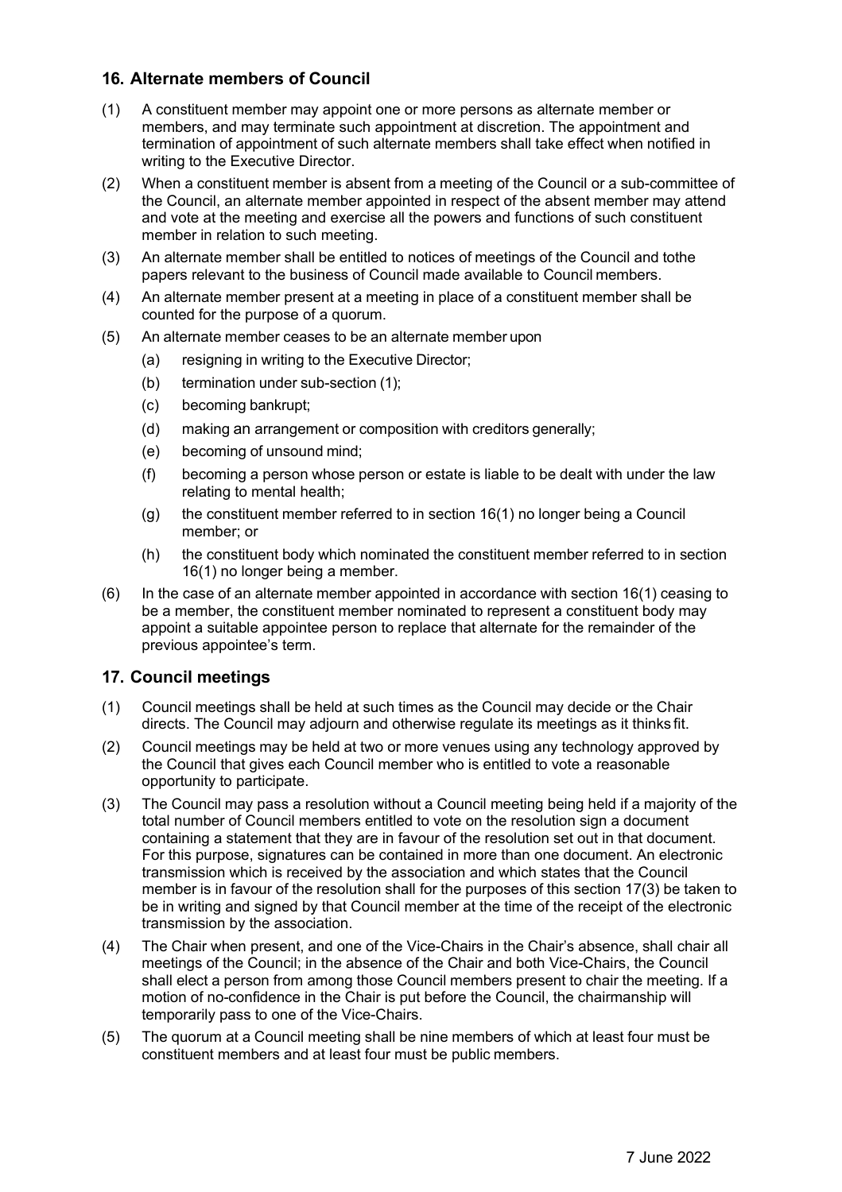## 16. Alternate members of Council

(1) A constituent member may appoint one or more persons as alternate member or members, and may terminate such appointment at discretion. The appointment and termination of appointment of such alternate members shall take effect when notified in writing to the Executive Director.

(2) When a constituent member is absent from a meeting of the Council or a sub-committee of the Council, an alternate member appointed in respect of the absent member may attend and vote at the meeting and exercise all the powers and functions of such constituent member in relation to such meeting.

(3) An alternate member shall be entitled to notices of meetings of the Council and tothe papers relevant to the business of Council made available to Council members.

(4) An alternate member present at a meeting in place of a constituent member shall be counted for the purpose of a quorum.

(5) An alternate member ceases to be an alternate member upon

   (a) resigning in writing to the Executive Director;

   (b) termination under sub-section (1);

   (c) becoming bankrupt;

   (d) making an arrangement or composition with creditors generally;

   (e) becoming of unsound mind;

   (f) becoming a person whose person or estate is liable to be dealt with under the law relating to mental health;

   (g) the constituent member referred to in section 16(1) no longer being a Council member; or

   (h) the constituent body which nominated the constituent member referred to in section 16(1) no longer being a member.

(6) In the case of an alternate member appointed in accordance with section 16(1) ceasing to be a member, the constituent member nominated to represent a constituent body may appoint a suitable appointee person to replace that alternate for the remainder of the previous appointee's term.

## 17. Council meetings

(1) Council meetings shall be held at such times as the Council may decide or the Chair directs. The Council may adjourn and otherwise regulate its meetings as it thinks fit.

(2) Council meetings may be held at two or more venues using any technology approved by the Council that gives each Council member who is entitled to vote a reasonable opportunity to participate.

(3) The Council may pass a resolution without a Council meeting being held if a majority of the total number of Council members entitled to vote on the resolution sign a document containing a statement that they are in favour of the resolution set out in that document. For this purpose, signatures can be contained in more than one document. An electronic transmission which is received by the association and which states that the Council member is in favour of the resolution shall for the purposes of this section 17(3) be taken to be in writing and signed by that Council member at the time of the receipt of the electronic transmission by the association.

(4) The Chair when present, and one of the Vice-Chairs in the Chair's absence, shall chair all meetings of the Council; in the absence of the Chair and both Vice-Chairs, the Council shall elect a person from among those Council members present to chair the meeting. If a motion of no-confidence in the Chair is put before the Council, the chairmanship will temporarily pass to one of the Vice-Chairs.

(5) The quorum at a Council meeting shall be nine members of which at least four must be constituent members and at least four must be public members.

7 June 2022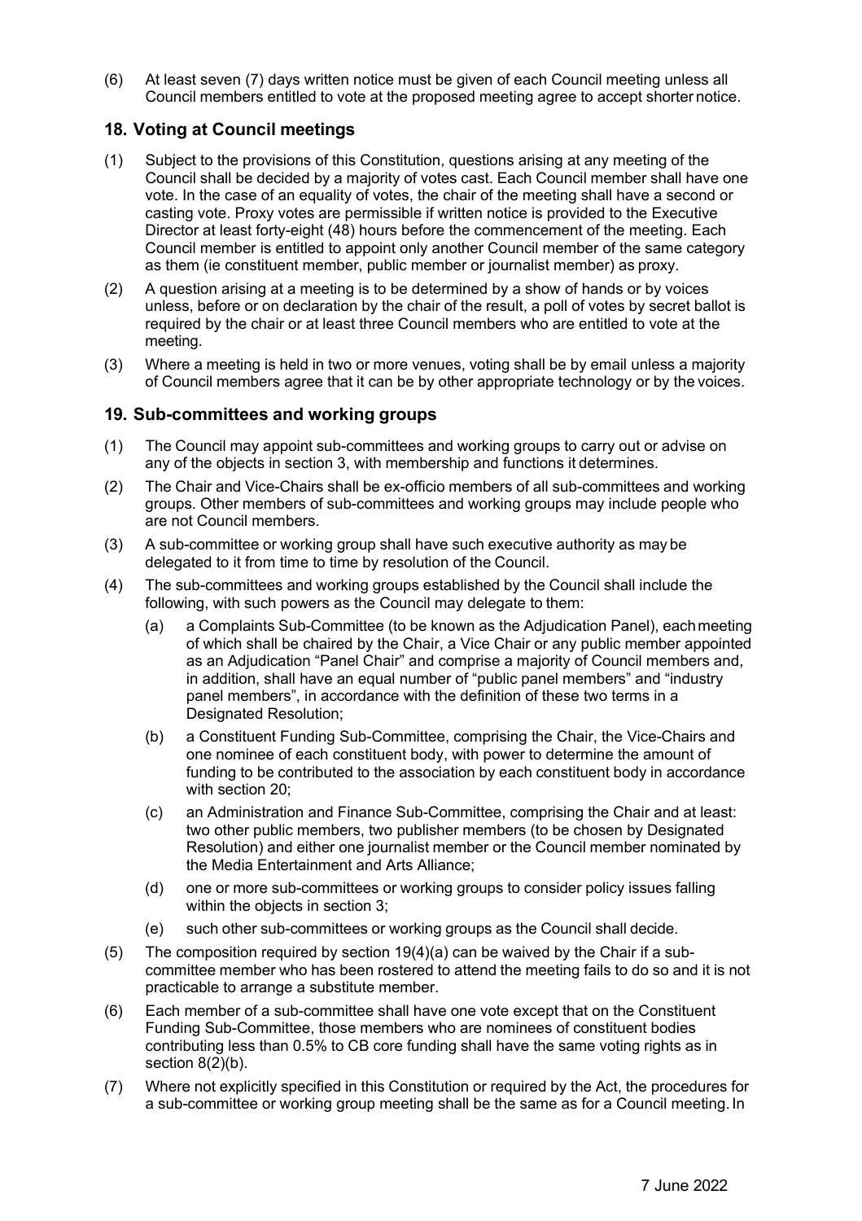(6) At least seven (7) days written notice must be given of each Council meeting unless all Council members entitled to vote at the proposed meeting agree to accept shorter notice.

## 18. Voting at Council meetings

(1) Subject to the provisions of this Constitution, questions arising at any meeting of the Council shall be decided by a majority of votes cast. Each Council member shall have one vote. In the case of an equality of votes, the chair of the meeting shall have a second or casting vote. Proxy votes are permissible if written notice is provided to the Executive Director at least forty-eight (48) hours before the commencement of the meeting. Each Council member is entitled to appoint only another Council member of the same category as them (ie constituent member, public member or journalist member) as proxy.

(2) A question arising at a meeting is to be determined by a show of hands or by voices unless, before or on declaration by the chair of the result, a poll of votes by secret ballot is required by the chair or at least three Council members who are entitled to vote at the meeting.

(3) Where a meeting is held in two or more venues, voting shall be by email unless a majority of Council members agree that it can be by other appropriate technology or by the voices.

## 19. Sub-committees and working groups

(1) The Council may appoint sub-committees and working groups to carry out or advise on any of the objects in section 3, with membership and functions it determines.

(2) The Chair and Vice-Chairs shall be ex-officio members of all sub-committees and working groups. Other members of sub-committees and working groups may include people who are not Council members.

(3) A sub-committee or working group shall have such executive authority as may be delegated to it from time to time by resolution of the Council.

(4) The sub-committees and working groups established by the Council shall include the following, with such powers as the Council may delegate to them:

   (a) a Complaints Sub-Committee (to be known as the Adjudication Panel), each meeting of which shall be chaired by the Chair, a Vice Chair or any public member appointed as an Adjudication "Panel Chair" and comprise a majority of Council members and, in addition, shall have an equal number of "public panel members" and "industry panel members", in accordance with the definition of these two terms in a Designated Resolution;

   (b) a Constituent Funding Sub-Committee, comprising the Chair, the Vice-Chairs and one nominee of each constituent body, with power to determine the amount of funding to be contributed to the association by each constituent body in accordance with section 20;

   (c) an Administration and Finance Sub-Committee, comprising the Chair and at least: two other public members, two publisher members (to be chosen by Designated Resolution) and either one journalist member or the Council member nominated by the Media Entertainment and Arts Alliance;

   (d) one or more sub-committees or working groups to consider policy issues falling within the objects in section 3;

   (e) such other sub-committees or working groups as the Council shall decide.

(5) The composition required by section 19(4)(a) can be waived by the Chair if a sub-committee member who has been rostered to attend the meeting fails to do so and it is not practicable to arrange a substitute member.

(6) Each member of a sub-committee shall have one vote except that on the Constituent Funding Sub-Committee, those members who are nominees of constituent bodies contributing less than 0.5% to CB core funding shall have the same voting rights as in section 8(2)(b).

(7) Where not explicitly specified in this Constitution or required by the Act, the procedures for a sub-committee or working group meeting shall be the same as for a Council meeting. In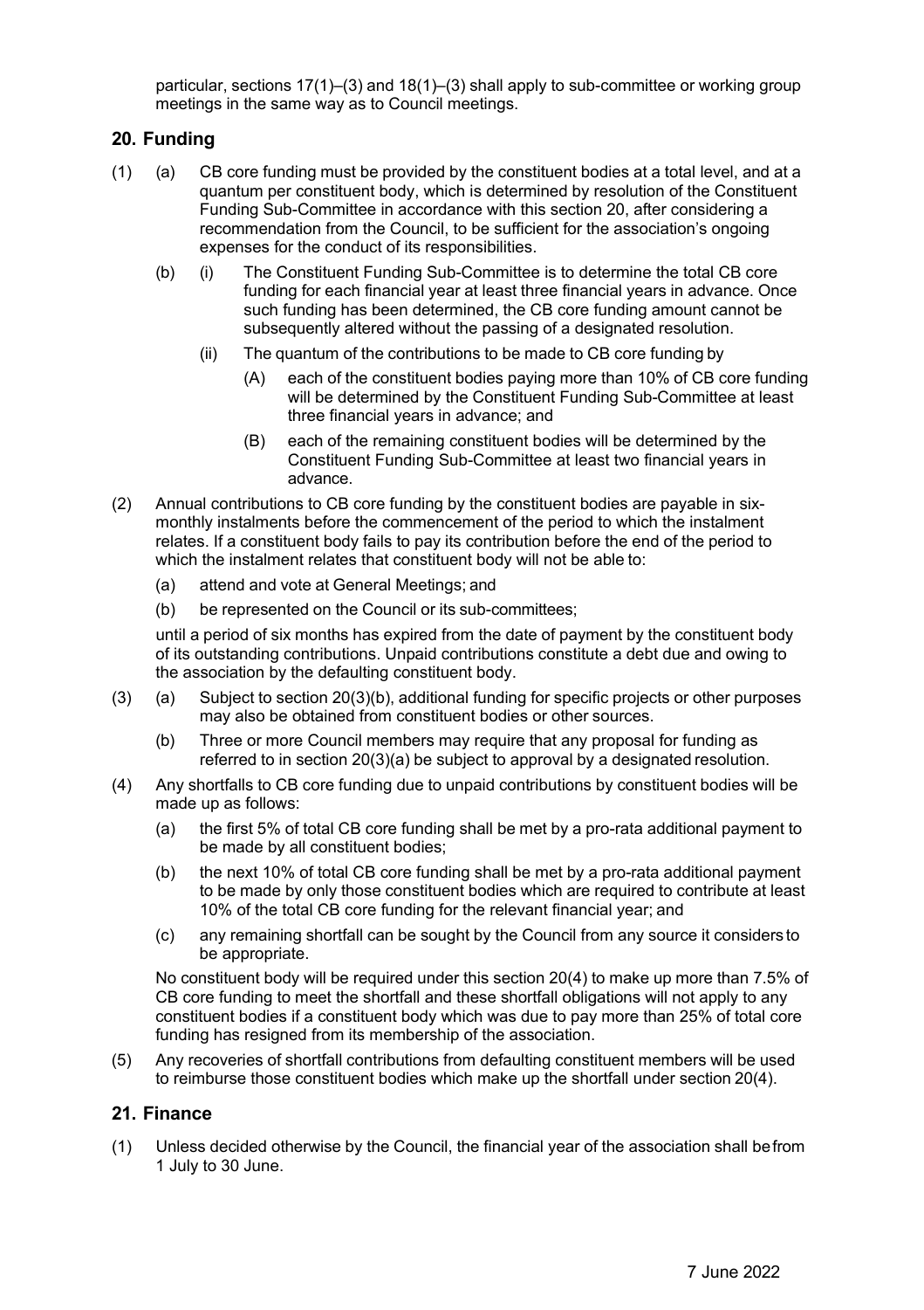particular, sections 17(1)–(3) and 18(1)–(3) shall apply to sub-committee or working group meetings in the same way as to Council meetings.

## 20. Funding

(1) (a) CB core funding must be provided by the constituent bodies at a total level, and at a quantum per constituent body, which is determined by resolution of the Constituent Funding Sub-Committee in accordance with this section 20, after considering a recommendation from the Council, to be sufficient for the association's ongoing expenses for the conduct of its responsibilities.

(b) (i) The Constituent Funding Sub-Committee is to determine the total CB core funding for each financial year at least three financial years in advance. Once such funding has been determined, the CB core funding amount cannot be subsequently altered without the passing of a designated resolution.

(ii) The quantum of the contributions to be made to CB core funding by

(A) each of the constituent bodies paying more than 10% of CB core funding will be determined by the Constituent Funding Sub-Committee at least three financial years in advance; and

(B) each of the remaining constituent bodies will be determined by the Constituent Funding Sub-Committee at least two financial years in advance.

(2) Annual contributions to CB core funding by the constituent bodies are payable in six-monthly instalments before the commencement of the period to which the instalment relates. If a constituent body fails to pay its contribution before the end of the period to which the instalment relates that constituent body will not be able to:

(a) attend and vote at General Meetings; and

(b) be represented on the Council or its sub-committees;

until a period of six months has expired from the date of payment by the constituent body of its outstanding contributions. Unpaid contributions constitute a debt due and owing to the association by the defaulting constituent body.

(3) (a) Subject to section 20(3)(b), additional funding for specific projects or other purposes may also be obtained from constituent bodies or other sources.

(b) Three or more Council members may require that any proposal for funding as referred to in section 20(3)(a) be subject to approval by a designated resolution.

(4) Any shortfalls to CB core funding due to unpaid contributions by constituent bodies will be made up as follows:

(a) the first 5% of total CB core funding shall be met by a pro-rata additional payment to be made by all constituent bodies;

(b) the next 10% of total CB core funding shall be met by a pro-rata additional payment to be made by only those constituent bodies which are required to contribute at least 10% of the total CB core funding for the relevant financial year; and

(c) any remaining shortfall can be sought by the Council from any source it considers to be appropriate.

No constituent body will be required under this section 20(4) to make up more than 7.5% of CB core funding to meet the shortfall and these shortfall obligations will not apply to any constituent bodies if a constituent body which was due to pay more than 25% of total core funding has resigned from its membership of the association.

(5) Any recoveries of shortfall contributions from defaulting constituent members will be used to reimburse those constituent bodies which make up the shortfall under section 20(4).

## 21. Finance

(1) Unless decided otherwise by the Council, the financial year of the association shall be from 1 July to 30 June.

7 June 2022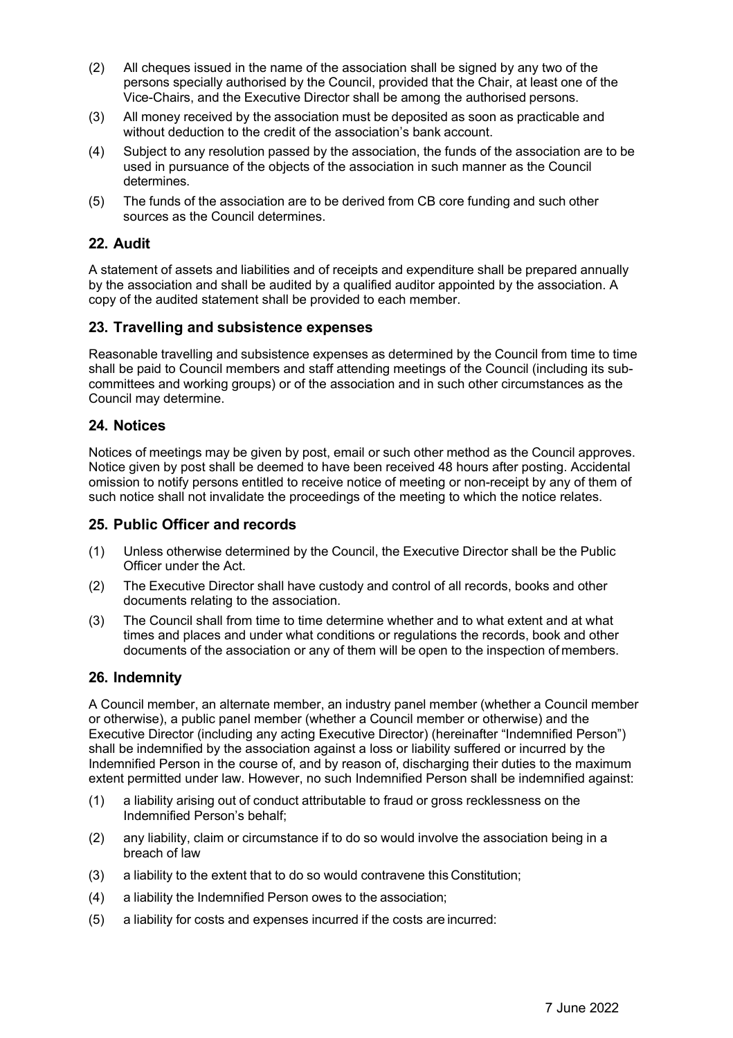(2) All cheques issued in the name of the association shall be signed by any two of the persons specially authorised by the Council, provided that the Chair, at least one of the Vice-Chairs, and the Executive Director shall be among the authorised persons.

(3) All money received by the association must be deposited as soon as practicable and without deduction to the credit of the association's bank account.

(4) Subject to any resolution passed by the association, the funds of the association are to be used in pursuance of the objects of the association in such manner as the Council determines.

(5) The funds of the association are to be derived from CB core funding and such other sources as the Council determines.

## 22. Audit

A statement of assets and liabilities and of receipts and expenditure shall be prepared annually by the association and shall be audited by a qualified auditor appointed by the association. A copy of the audited statement shall be provided to each member.

## 23. Travelling and subsistence expenses

Reasonable travelling and subsistence expenses as determined by the Council from time to time shall be paid to Council members and staff attending meetings of the Council (including its sub-committees and working groups) or of the association and in such other circumstances as the Council may determine.

## 24. Notices

Notices of meetings may be given by post, email or such other method as the Council approves. Notice given by post shall be deemed to have been received 48 hours after posting. Accidental omission to notify persons entitled to receive notice of meeting or non-receipt by any of them of such notice shall not invalidate the proceedings of the meeting to which the notice relates.

## 25. Public Officer and records

(1) Unless otherwise determined by the Council, the Executive Director shall be the Public Officer under the Act.

(2) The Executive Director shall have custody and control of all records, books and other documents relating to the association.

(3) The Council shall from time to time determine whether and to what extent and at what times and places and under what conditions or regulations the records, book and other documents of the association or any of them will be open to the inspection of members.

## 26. Indemnity

A Council member, an alternate member, an industry panel member (whether a Council member or otherwise), a public panel member (whether a Council member or otherwise) and the Executive Director (including any acting Executive Director) (hereinafter "Indemnified Person") shall be indemnified by the association against a loss or liability suffered or incurred by the Indemnified Person in the course of, and by reason of, discharging their duties to the maximum extent permitted under law. However, no such Indemnified Person shall be indemnified against:

(1) a liability arising out of conduct attributable to fraud or gross recklessness on the Indemnified Person's behalf;

(2) any liability, claim or circumstance if to do so would involve the association being in a breach of law

(3) a liability to the extent that to do so would contravene this Constitution;

(4) a liability the Indemnified Person owes to the association;

(5) a liability for costs and expenses incurred if the costs are incurred: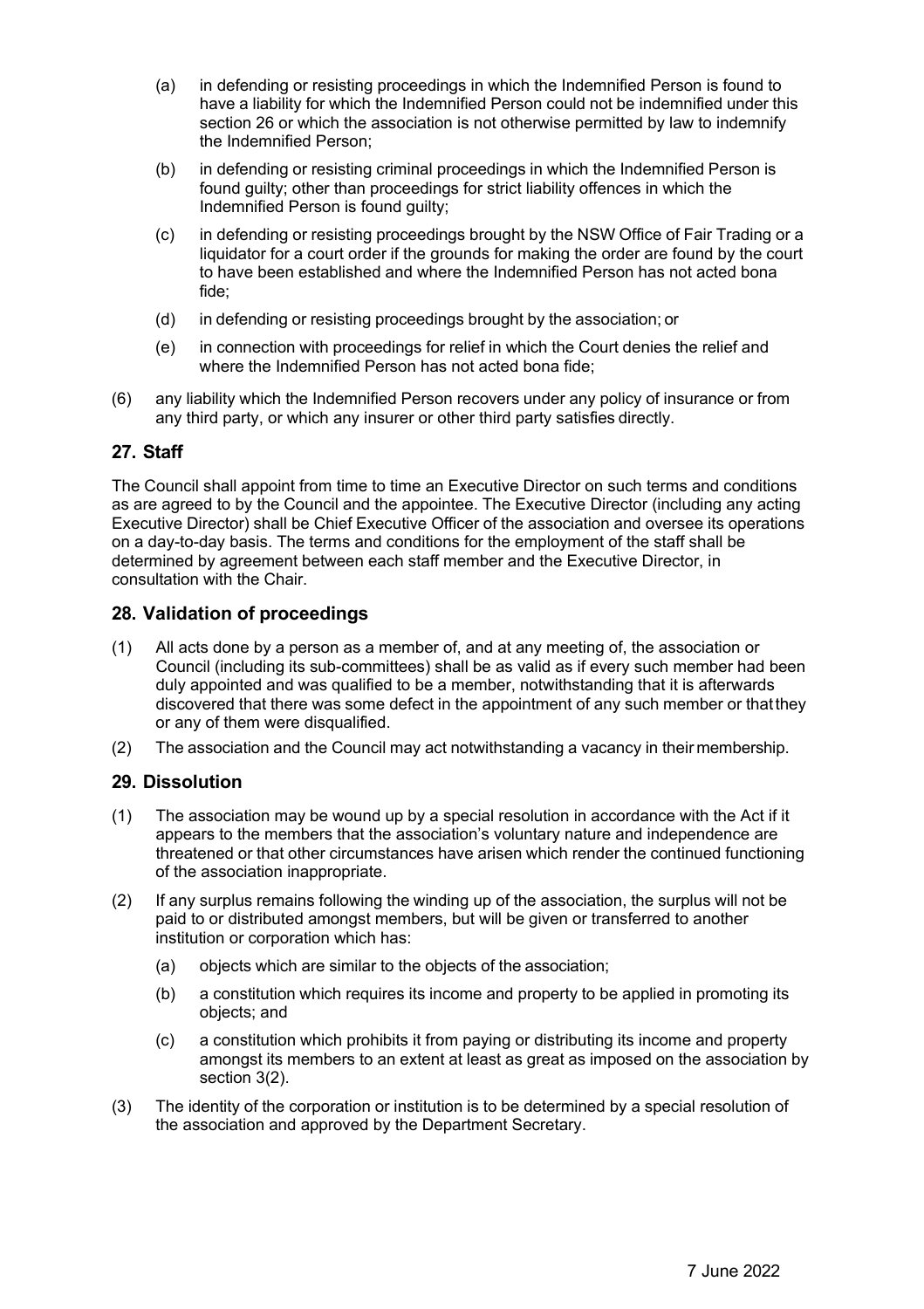(a) in defending or resisting proceedings in which the Indemnified Person is found to have a liability for which the Indemnified Person could not be indemnified under this section 26 or which the association is not otherwise permitted by law to indemnify the Indemnified Person;

(b) in defending or resisting criminal proceedings in which the Indemnified Person is found guilty; other than proceedings for strict liability offences in which the Indemnified Person is found guilty;

(c) in defending or resisting proceedings brought by the NSW Office of Fair Trading or a liquidator for a court order if the grounds for making the order are found by the court to have been established and where the Indemnified Person has not acted bona fide;

(d) in defending or resisting proceedings brought by the association; or

(e) in connection with proceedings for relief in which the Court denies the relief and where the Indemnified Person has not acted bona fide;

(6) any liability which the Indemnified Person recovers under any policy of insurance or from any third party, or which any insurer or other third party satisfies directly.

## 27. Staff

The Council shall appoint from time to time an Executive Director on such terms and conditions as are agreed to by the Council and the appointee. The Executive Director (including any acting Executive Director) shall be Chief Executive Officer of the association and oversee its operations on a day-to-day basis. The terms and conditions for the employment of the staff shall be determined by agreement between each staff member and the Executive Director, in consultation with the Chair.

## 28. Validation of proceedings

(1) All acts done by a person as a member of, and at any meeting of, the association or Council (including its sub-committees) shall be as valid as if every such member had been duly appointed and was qualified to be a member, notwithstanding that it is afterwards discovered that there was some defect in the appointment of any such member or that they or any of them were disqualified.

(2) The association and the Council may act notwithstanding a vacancy in their membership.

## 29. Dissolution

(1) The association may be wound up by a special resolution in accordance with the Act if it appears to the members that the association's voluntary nature and independence are threatened or that other circumstances have arisen which render the continued functioning of the association inappropriate.

(2) If any surplus remains following the winding up of the association, the surplus will not be paid to or distributed amongst members, but will be given or transferred to another institution or corporation which has:

(a) objects which are similar to the objects of the association;

(b) a constitution which requires its income and property to be applied in promoting its objects; and

(c) a constitution which prohibits it from paying or distributing its income and property amongst its members to an extent at least as great as imposed on the association by section 3(2).

(3) The identity of the corporation or institution is to be determined by a special resolution of the association and approved by the Department Secretary.

7 June 2022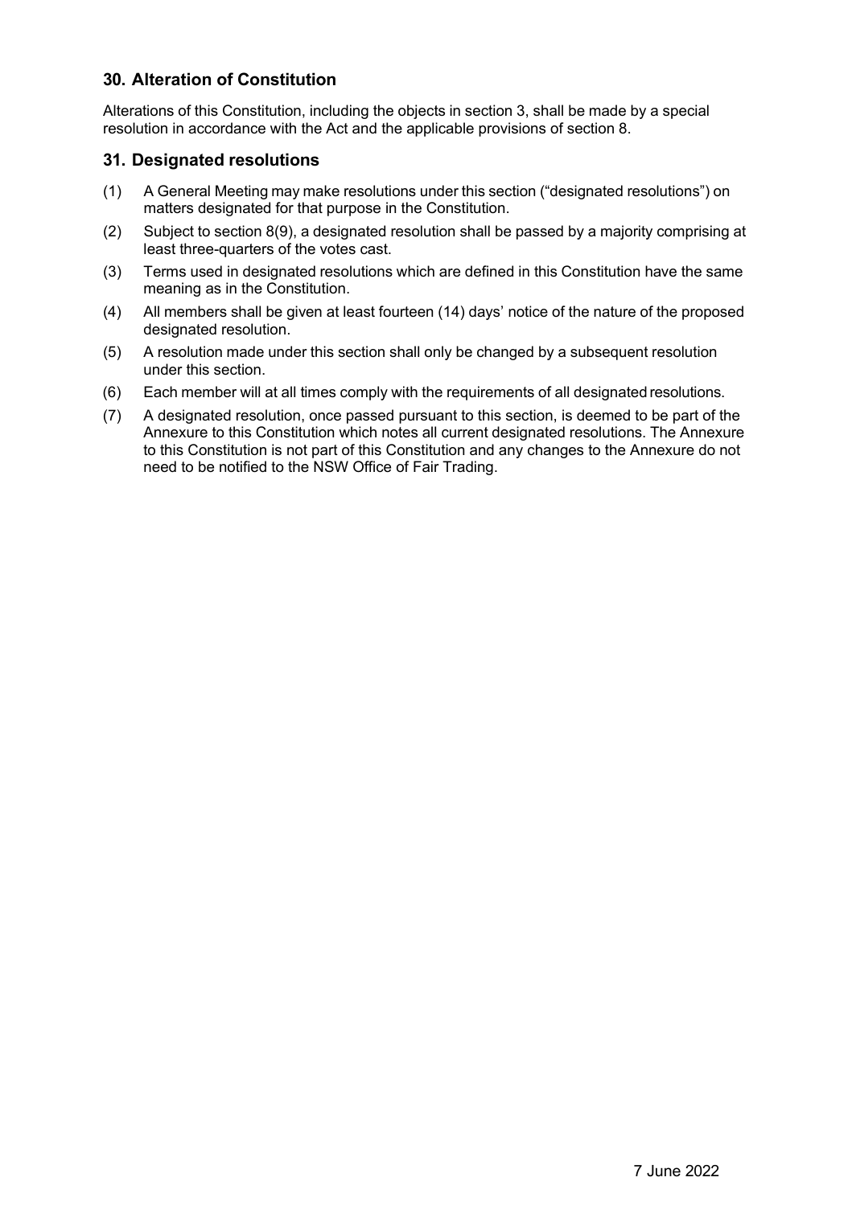## 30. Alteration of Constitution

Alterations of this Constitution, including the objects in section 3, shall be made by a special resolution in accordance with the Act and the applicable provisions of section 8.

## 31. Designated resolutions

(1) A General Meeting may make resolutions under this section ("designated resolutions") on matters designated for that purpose in the Constitution.

(2) Subject to section 8(9), a designated resolution shall be passed by a majority comprising at least three-quarters of the votes cast.

(3) Terms used in designated resolutions which are defined in this Constitution have the same meaning as in the Constitution.

(4) All members shall be given at least fourteen (14) days' notice of the nature of the proposed designated resolution.

(5) A resolution made under this section shall only be changed by a subsequent resolution under this section.

(6) Each member will at all times comply with the requirements of all designated resolutions.

(7) A designated resolution, once passed pursuant to this section, is deemed to be part of the Annexure to this Constitution which notes all current designated resolutions. The Annexure to this Constitution is not part of this Constitution and any changes to the Annexure do not need to be notified to the NSW Office of Fair Trading.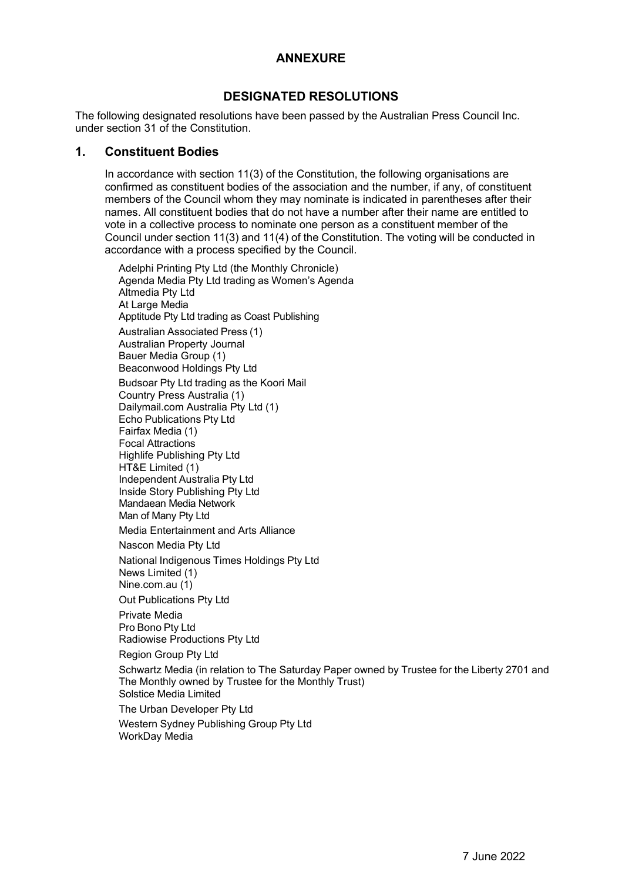# ANNEXURE

## DESIGNATED RESOLUTIONS

The following designated resolutions have been passed by the Australian Press Council Inc. under section 31 of the Constitution.

### 1. Constituent Bodies

In accordance with section 11(3) of the Constitution, the following organisations are confirmed as constituent bodies of the association and the number, if any, of constituent members of the Council whom they may nominate is indicated in parentheses after their names. All constituent bodies that do not have a number after their name are entitled to vote in a collective process to nominate one person as a constituent member of the Council under section 11(3) and 11(4) of the Constitution. The voting will be conducted in accordance with a process specified by the Council.

Adelphi Printing Pty Ltd (the Monthly Chronicle)
Agenda Media Pty Ltd trading as Women's Agenda
Altmedia Pty Ltd
At Large Media
Apptitude Pty Ltd trading as Coast Publishing
Australian Associated Press (1)
Australian Property Journal
Bauer Media Group (1)
Beaconwood Holdings Pty Ltd
Budsoar Pty Ltd trading as the Koori Mail
Country Press Australia (1)
Dailymail.com Australia Pty Ltd (1)
Echo Publications Pty Ltd
Fairfax Media (1)
Focal Attractions
Highlife Publishing Pty Ltd
HT&E Limited (1)
Independent Australia Pty Ltd
Inside Story Publishing Pty Ltd
Mandaean Media Network
Man of Many Pty Ltd
Media Entertainment and Arts Alliance
Nascon Media Pty Ltd
National Indigenous Times Holdings Pty Ltd
News Limited (1)
Nine.com.au (1)
Out Publications Pty Ltd
Private Media
Pro Bono Pty Ltd
Radiowise Productions Pty Ltd
Region Group Pty Ltd
Schwartz Media (in relation to The Saturday Paper owned by Trustee for the Liberty 2701 and The Monthly owned by Trustee for the Monthly Trust)
Solstice Media Limited
The Urban Developer Pty Ltd
Western Sydney Publishing Group Pty Ltd
WorkDay Media

7 June 2022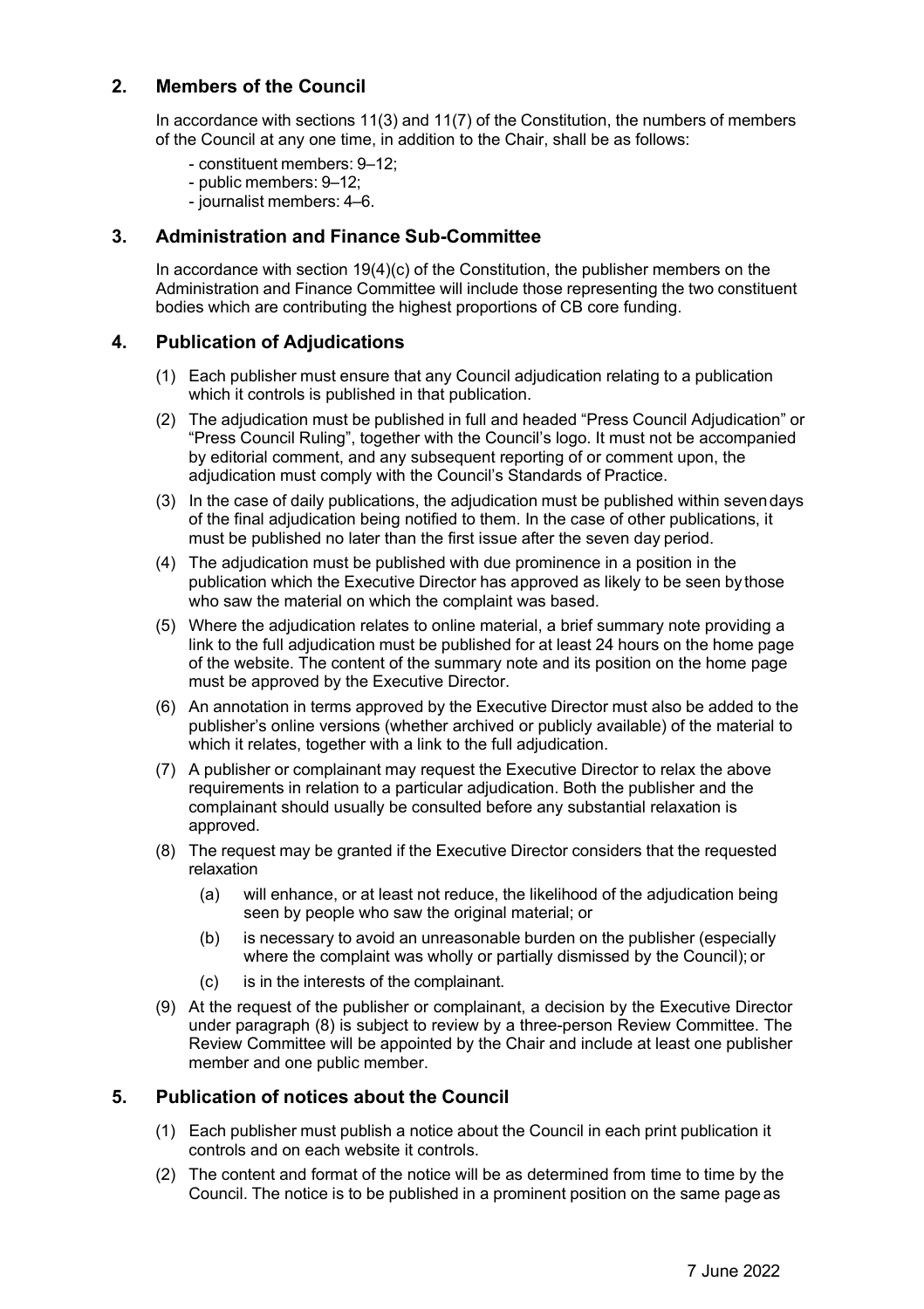## 2. Members of the Council

In accordance with sections 11(3) and 11(7) of the Constitution, the numbers of members of the Council at any one time, in addition to the Chair, shall be as follows:

- constituent members: 9–12;
- public members: 9–12;
- journalist members: 4–6.

## 3. Administration and Finance Sub-Committee

In accordance with section 19(4)(c) of the Constitution, the publisher members on the Administration and Finance Committee will include those representing the two constituent bodies which are contributing the highest proportions of CB core funding.

## 4. Publication of Adjudications

(1) Each publisher must ensure that any Council adjudication relating to a publication which it controls is published in that publication.

(2) The adjudication must be published in full and headed "Press Council Adjudication" or "Press Council Ruling", together with the Council's logo. It must not be accompanied by editorial comment, and any subsequent reporting of or comment upon, the adjudication must comply with the Council's Standards of Practice.

(3) In the case of daily publications, the adjudication must be published within seven days of the final adjudication being notified to them. In the case of other publications, it must be published no later than the first issue after the seven day period.

(4) The adjudication must be published with due prominence in a position in the publication which the Executive Director has approved as likely to be seen by those who saw the material on which the complaint was based.

(5) Where the adjudication relates to online material, a brief summary note providing a link to the full adjudication must be published for at least 24 hours on the home page of the website. The content of the summary note and its position on the home page must be approved by the Executive Director.

(6) An annotation in terms approved by the Executive Director must also be added to the publisher's online versions (whether archived or publicly available) of the material to which it relates, together with a link to the full adjudication.

(7) A publisher or complainant may request the Executive Director to relax the above requirements in relation to a particular adjudication. Both the publisher and the complainant should usually be consulted before any substantial relaxation is approved.

(8) The request may be granted if the Executive Director considers that the requested relaxation

  (a) will enhance, or at least not reduce, the likelihood of the adjudication being seen by people who saw the original material; or

  (b) is necessary to avoid an unreasonable burden on the publisher (especially where the complaint was wholly or partially dismissed by the Council); or

  (c) is in the interests of the complainant.

(9) At the request of the publisher or complainant, a decision by the Executive Director under paragraph (8) is subject to review by a three-person Review Committee. The Review Committee will be appointed by the Chair and include at least one publisher member and one public member.

## 5. Publication of notices about the Council

(1) Each publisher must publish a notice about the Council in each print publication it controls and on each website it controls.

(2) The content and format of the notice will be as determined from time to time by the Council. The notice is to be published in a prominent position on the same page as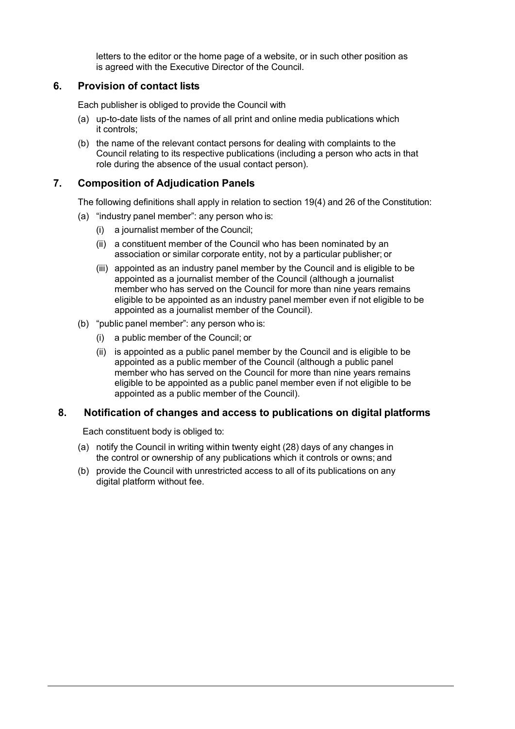letters to the editor or the home page of a website, or in such other position as is agreed with the Executive Director of the Council.

## 6. Provision of contact lists

Each publisher is obliged to provide the Council with

(a) up-to-date lists of the names of all print and online media publications which it controls;

(b) the name of the relevant contact persons for dealing with complaints to the Council relating to its respective publications (including a person who acts in that role during the absence of the usual contact person).

## 7. Composition of Adjudication Panels

The following definitions shall apply in relation to section 19(4) and 26 of the Constitution:

(a) "industry panel member": any person who is:

   (i) a journalist member of the Council;

   (ii) a constituent member of the Council who has been nominated by an association or similar corporate entity, not by a particular publisher; or

   (iii) appointed as an industry panel member by the Council and is eligible to be appointed as a journalist member of the Council (although a journalist member who has served on the Council for more than nine years remains eligible to be appointed as an industry panel member even if not eligible to be appointed as a journalist member of the Council).

(b) "public panel member": any person who is:

   (i) a public member of the Council; or

   (ii) is appointed as a public panel member by the Council and is eligible to be appointed as a public member of the Council (although a public panel member who has served on the Council for more than nine years remains eligible to be appointed as a public panel member even if not eligible to be appointed as a public member of the Council).

## 8. Notification of changes and access to publications on digital platforms

Each constituent body is obliged to:

(a) notify the Council in writing within twenty eight (28) days of any changes in the control or ownership of any publications which it controls or owns; and

(b) provide the Council with unrestricted access to all of its publications on any digital platform without fee.